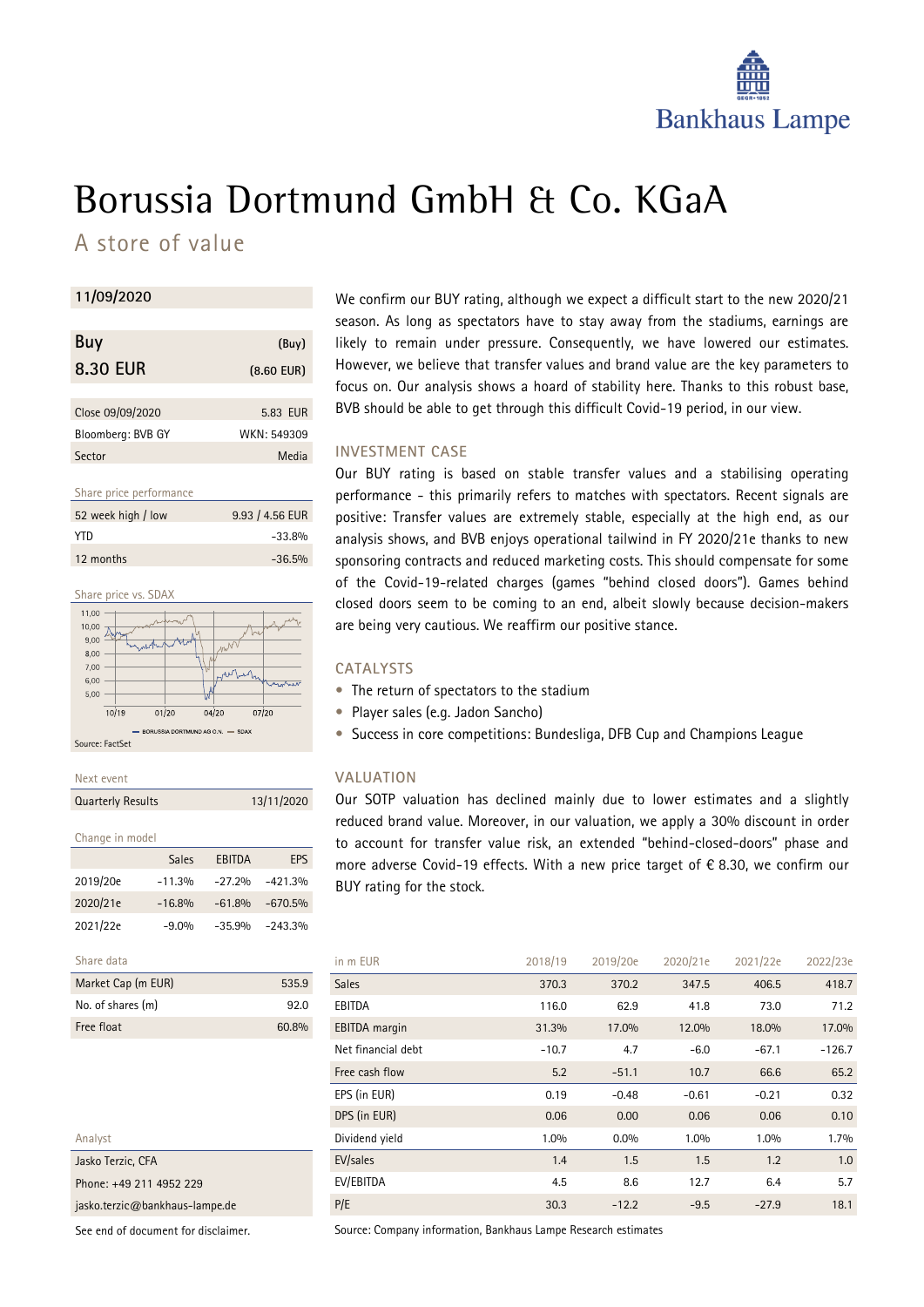Bankhaus Lampe

# Borussia Dortmund GmbH & Co. KGaA

## A store of value

**11/09/2020**

| **Buy** | (Buy) |
|---|---|
| **8.30 EUR** | (8.60 EUR) |

| | |
|---|---|
| Close 09/09/2020 | 5.83 EUR |
| Bloomberg: BVB GY | WKN: 549309 |
| Sector | Media |

Share price performance

| | |
|---|---|
| 52 week high / low | 9.93 / 4.56 EUR |
| YTD | -33.8% |
| 12 months | -36.5% |

Share price vs. SDAX

Source: FactSet

Next event

| | |
|---|---|
| Quarterly Results | 13/11/2020 |

Change in model

| | Sales | EBITDA | EPS |
|---|---|---|---|
| 2019/20e | -11.3% | -27.2% | -421.3% |
| 2020/21e | -16.8% | -61.8% | -670.5% |
| 2021/22e | -9.0% | -35.9% | -243.3% |

Share data

| | |
|---|---|
| Market Cap (m EUR) | 535.9 |
| No. of shares (m) | 92.0 |
| Free float | 60.8% |

Analyst

Jasko Terzic, CFA
Phone: +49 211 4952 229
jasko.terzic@bankhaus-lampe.de

See end of document for disclaimer.

We confirm our BUY rating, although we expect a difficult start to the new 2020/21 season. As long as spectators have to stay away from the stadiums, earnings are likely to remain under pressure. Consequently, we have lowered our estimates. However, we believe that transfer values and brand value are the key parameters to focus on. Our analysis shows a hoard of stability here. Thanks to this robust base, BVB should be able to get through this difficult Covid-19 period, in our view.

### INVESTMENT CASE

Our BUY rating is based on stable transfer values and a stabilising operating performance - this primarily refers to matches with spectators. Recent signals are positive: Transfer values are extremely stable, especially at the high end, as our analysis shows, and BVB enjoys operational tailwind in FY 2020/21e thanks to new sponsoring contracts and reduced marketing costs. This should compensate for some of the Covid-19-related charges (games "behind closed doors"). Games behind closed doors seem to be coming to an end, albeit slowly because decision-makers are being very cautious. We reaffirm our positive stance.

### CATALYSTS

- The return of spectators to the stadium
- Player sales (e.g. Jadon Sancho)
- Success in core competitions: Bundesliga, DFB Cup and Champions League

### VALUATION

Our SOTP valuation has declined mainly due to lower estimates and a slightly reduced brand value. Moreover, in our valuation, we apply a 30% discount in order to account for transfer value risk, an extended "behind-closed-doors" phase and more adverse Covid-19 effects. With a new price target of € 8.30, we confirm our BUY rating for the stock.

| in m EUR | 2018/19 | 2019/20e | 2020/21e | 2021/22e | 2022/23e |
|---|---|---|---|---|---|
| Sales | 370.3 | 370.2 | 347.5 | 406.5 | 418.7 |
| EBITDA | 116.0 | 62.9 | 41.8 | 73.0 | 71.2 |
| EBITDA margin | 31.3% | 17.0% | 12.0% | 18.0% | 17.0% |
| Net financial debt | -10.7 | 4.7 | -6.0 | -67.1 | -126.7 |
| Free cash flow | 5.2 | -51.1 | 10.7 | 66.6 | 65.2 |
| EPS (in EUR) | 0.19 | -0.48 | -0.61 | -0.21 | 0.32 |
| DPS (in EUR) | 0.06 | 0.00 | 0.06 | 0.06 | 0.10 |
| Dividend yield | 1.0% | 0.0% | 1.0% | 1.0% | 1.7% |
| EV/sales | 1.4 | 1.5 | 1.5 | 1.2 | 1.0 |
| EV/EBITDA | 4.5 | 8.6 | 12.7 | 6.4 | 5.7 |
| P/E | 30.3 | -12.2 | -9.5 | -27.9 | 18.1 |

Source: Company information, Bankhaus Lampe Research estimates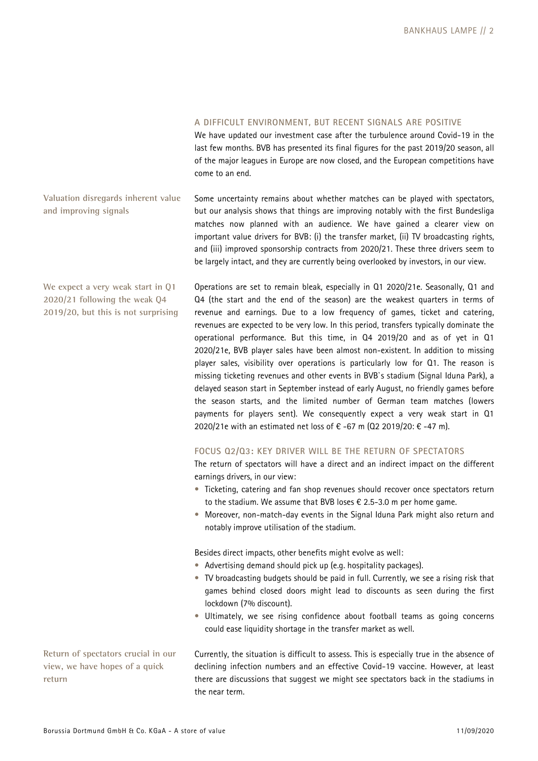## A DIFFICULT ENVIRONMENT, BUT RECENT SIGNALS ARE POSITIVE

We have updated our investment case after the turbulence around Covid-19 in the last few months. BVB has presented its final figures for the past 2019/20 season, all of the major leagues in Europe are now closed, and the European competitions have come to an end.

**Valuation disregards inherent value and improving signals**

Some uncertainty remains about whether matches can be played with spectators, but our analysis shows that things are improving notably with the first Bundesliga matches now planned with an audience. We have gained a clearer view on important value drivers for BVB: (i) the transfer market, (ii) TV broadcasting rights, and (iii) improved sponsorship contracts from 2020/21. These three drivers seem to be largely intact, and they are currently being overlooked by investors, in our view.

**We expect a very weak start in Q1 2020/21 following the weak Q4 2019/20, but this is not surprising**

Operations are set to remain bleak, especially in Q1 2020/21e. Seasonally, Q1 and Q4 (the start and the end of the season) are the weakest quarters in terms of revenue and earnings. Due to a low frequency of games, ticket and catering, revenues are expected to be very low. In this period, transfers typically dominate the operational performance. But this time, in Q4 2019/20 and as of yet in Q1 2020/21e, BVB player sales have been almost non-existent. In addition to missing player sales, visibility over operations is particularly low for Q1. The reason is missing ticketing revenues and other events in BVB`s stadium (Signal Iduna Park), a delayed season start in September instead of early August, no friendly games before the season starts, and the limited number of German team matches (lowers payments for players sent). We consequently expect a very weak start in Q1 2020/21e with an estimated net loss of € -67 m (Q2 2019/20: € -47 m).

## FOCUS Q2/Q3: KEY DRIVER WILL BE THE RETURN OF SPECTATORS

The return of spectators will have a direct and an indirect impact on the different earnings drivers, in our view:

- Ticketing, catering and fan shop revenues should recover once spectators return to the stadium. We assume that BVB loses € 2.5-3.0 m per home game.
- Moreover, non-match-day events in the Signal Iduna Park might also return and notably improve utilisation of the stadium.

Besides direct impacts, other benefits might evolve as well:

- Advertising demand should pick up (e.g. hospitality packages).
- TV broadcasting budgets should be paid in full. Currently, we see a rising risk that games behind closed doors might lead to discounts as seen during the first lockdown (7% discount).
- Ultimately, we see rising confidence about football teams as going concerns could ease liquidity shortage in the transfer market as well.

**Return of spectators crucial in our view, we have hopes of a quick return**

Currently, the situation is difficult to assess. This is especially true in the absence of declining infection numbers and an effective Covid-19 vaccine. However, at least there are discussions that suggest we might see spectators back in the stadiums in the near term.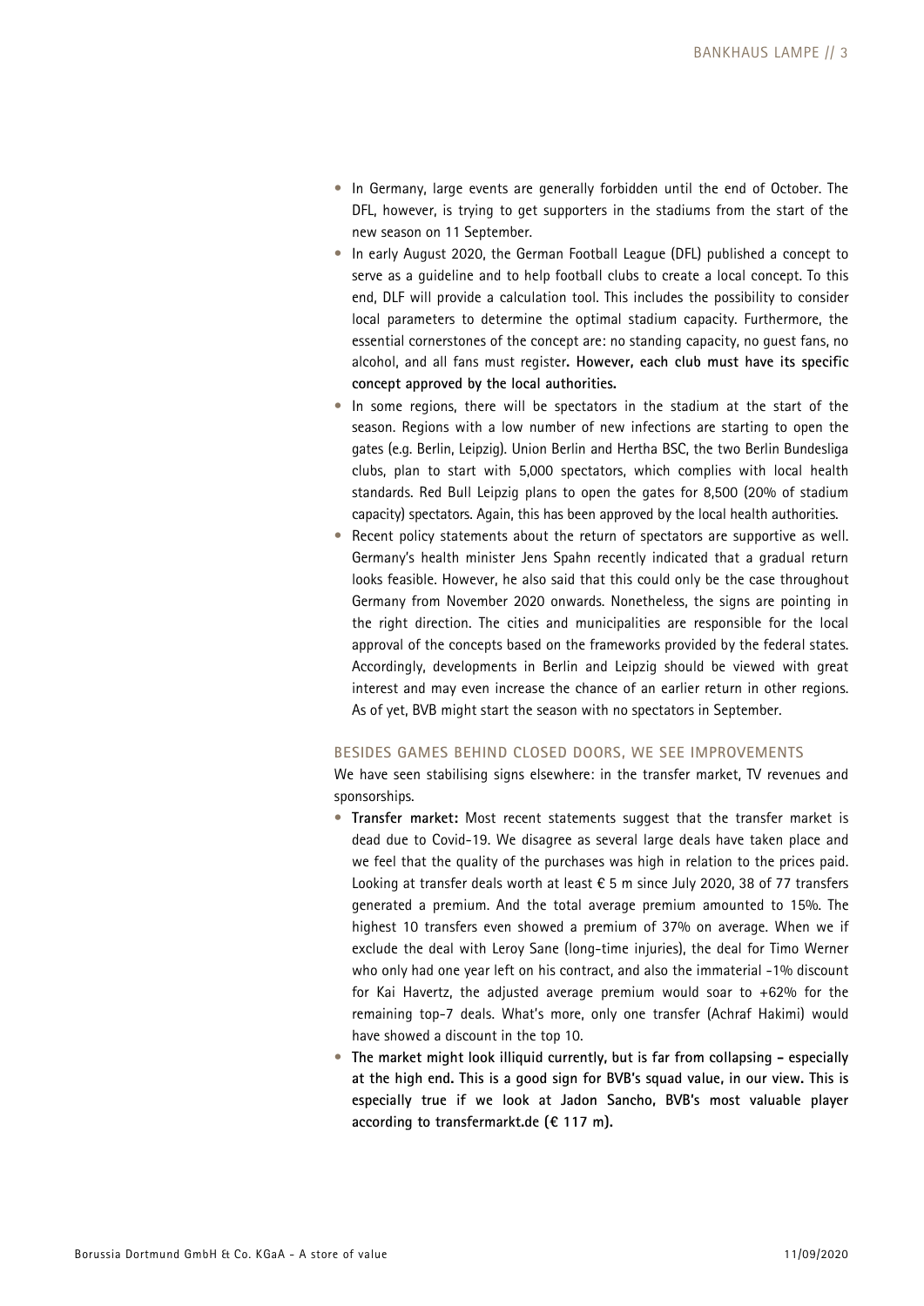- In Germany, large events are generally forbidden until the end of October. The DFL, however, is trying to get supporters in the stadiums from the start of the new season on 11 September.
- In early August 2020, the German Football League (DFL) published a concept to serve as a guideline and to help football clubs to create a local concept. To this end, DLF will provide a calculation tool. This includes the possibility to consider local parameters to determine the optimal stadium capacity. Furthermore, the essential cornerstones of the concept are: no standing capacity, no guest fans, no alcohol, and all fans must register**. However, each club must have its specific concept approved by the local authorities.**
- In some regions, there will be spectators in the stadium at the start of the season. Regions with a low number of new infections are starting to open the gates (e.g. Berlin, Leipzig). Union Berlin and Hertha BSC, the two Berlin Bundesliga clubs, plan to start with 5,000 spectators, which complies with local health standards. Red Bull Leipzig plans to open the gates for 8,500 (20% of stadium capacity) spectators. Again, this has been approved by the local health authorities.
- Recent policy statements about the return of spectators are supportive as well. Germany's health minister Jens Spahn recently indicated that a gradual return looks feasible. However, he also said that this could only be the case throughout Germany from November 2020 onwards. Nonetheless, the signs are pointing in the right direction. The cities and municipalities are responsible for the local approval of the concepts based on the frameworks provided by the federal states. Accordingly, developments in Berlin and Leipzig should be viewed with great interest and may even increase the chance of an earlier return in other regions. As of yet, BVB might start the season with no spectators in September.

## BESIDES GAMES BEHIND CLOSED DOORS, WE SEE IMPROVEMENTS

We have seen stabilising signs elsewhere: in the transfer market, TV revenues and sponsorships.

- **Transfer market:** Most recent statements suggest that the transfer market is dead due to Covid-19. We disagree as several large deals have taken place and we feel that the quality of the purchases was high in relation to the prices paid. Looking at transfer deals worth at least € 5 m since July 2020, 38 of 77 transfers generated a premium. And the total average premium amounted to 15%. The highest 10 transfers even showed a premium of 37% on average. When we if exclude the deal with Leroy Sane (long-time injuries), the deal for Timo Werner who only had one year left on his contract, and also the immaterial -1% discount for Kai Havertz, the adjusted average premium would soar to +62% for the remaining top-7 deals. What's more, only one transfer (Achraf Hakimi) would have showed a discount in the top 10.
- **The market might look illiquid currently, but is far from collapsing – especially at the high end. This is a good sign for BVB's squad value, in our view. This is especially true if we look at Jadon Sancho, BVB's most valuable player according to transfermarkt.de (€ 117 m).**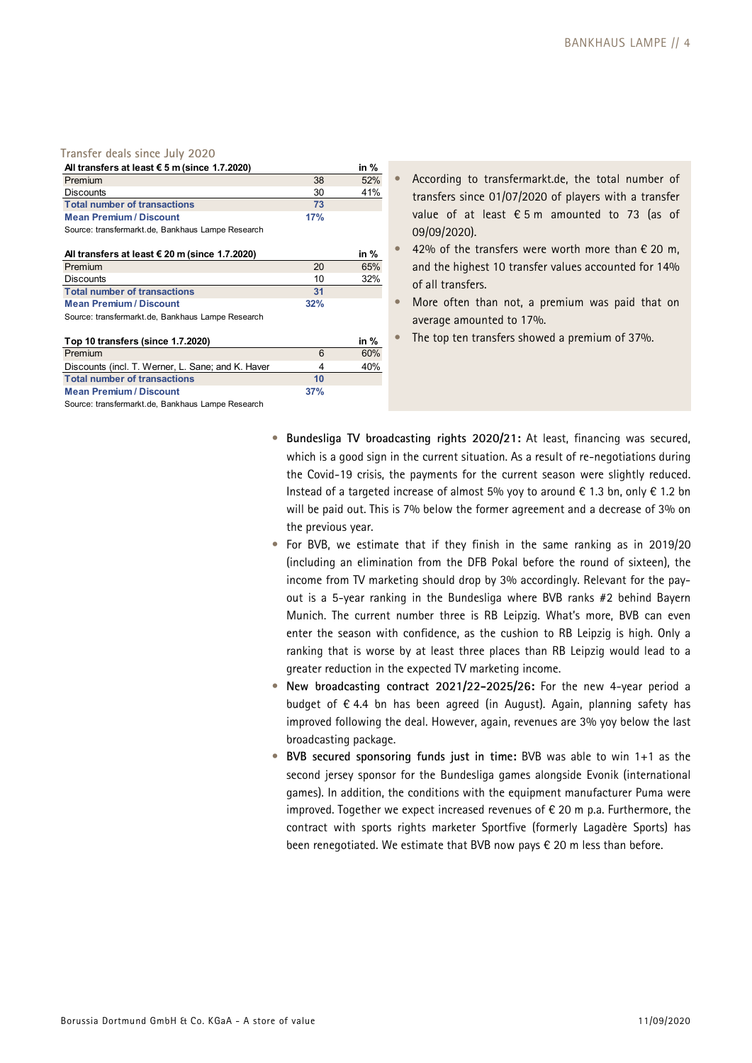Transfer deals since July 2020

| All transfers at least € 5 m (since 1.7.2020) | | in % |
|---|---|---|
| Premium | 38 | 52% |
| Discounts | 30 | 41% |
| **Total number of transactions** | **73** | |
| **Mean Premium / Discount** | **17%** | |

Source: transfermarkt.de, Bankhaus Lampe Research

| All transfers at least € 20 m (since 1.7.2020) | | in % |
|---|---|---|
| Premium | 20 | 65% |
| Discounts | 10 | 32% |
| **Total number of transactions** | **31** | |
| **Mean Premium / Discount** | **32%** | |

Source: transfermarkt.de, Bankhaus Lampe Research

| Top 10 transfers (since 1.7.2020) | | in % |
|---|---|---|
| Premium | 6 | 60% |
| Discounts (incl. T. Werner, L. Sane; and K. Haver | 4 | 40% |
| **Total number of transactions** | **10** | |
| **Mean Premium / Discount** | **37%** | |

Source: transfermarkt.de, Bankhaus Lampe Research

- According to transfermarkt.de, the total number of transfers since 01/07/2020 of players with a transfer value of at least € 5 m amounted to 73 (as of 09/09/2020).
- 42% of the transfers were worth more than € 20 m, and the highest 10 transfer values accounted for 14% of all transfers.
- More often than not, a premium was paid that on average amounted to 17%.
- The top ten transfers showed a premium of 37%.

- **Bundesliga TV broadcasting rights 2020/21:** At least, financing was secured, which is a good sign in the current situation. As a result of re-negotiations during the Covid-19 crisis, the payments for the current season were slightly reduced. Instead of a targeted increase of almost 5% yoy to around € 1.3 bn, only € 1.2 bn will be paid out. This is 7% below the former agreement and a decrease of 3% on the previous year.
- For BVB, we estimate that if they finish in the same ranking as in 2019/20 (including an elimination from the DFB Pokal before the round of sixteen), the income from TV marketing should drop by 3% accordingly. Relevant for the pay-out is a 5-year ranking in the Bundesliga where BVB ranks #2 behind Bayern Munich. The current number three is RB Leipzig. What's more, BVB can even enter the season with confidence, as the cushion to RB Leipzig is high. Only a ranking that is worse by at least three places than RB Leipzig would lead to a greater reduction in the expected TV marketing income.
- **New broadcasting contract 2021/22-2025/26:** For the new 4-year period a budget of € 4.4 bn has been agreed (in August). Again, planning safety has improved following the deal. However, again, revenues are 3% yoy below the last broadcasting package.
- **BVB secured sponsoring funds just in time:** BVB was able to win 1+1 as the second jersey sponsor for the Bundesliga games alongside Evonik (international games). In addition, the conditions with the equipment manufacturer Puma were improved. Together we expect increased revenues of € 20 m p.a. Furthermore, the contract with sports rights marketer Sportfive (formerly Lagadère Sports) has been renegotiated. We estimate that BVB now pays € 20 m less than before.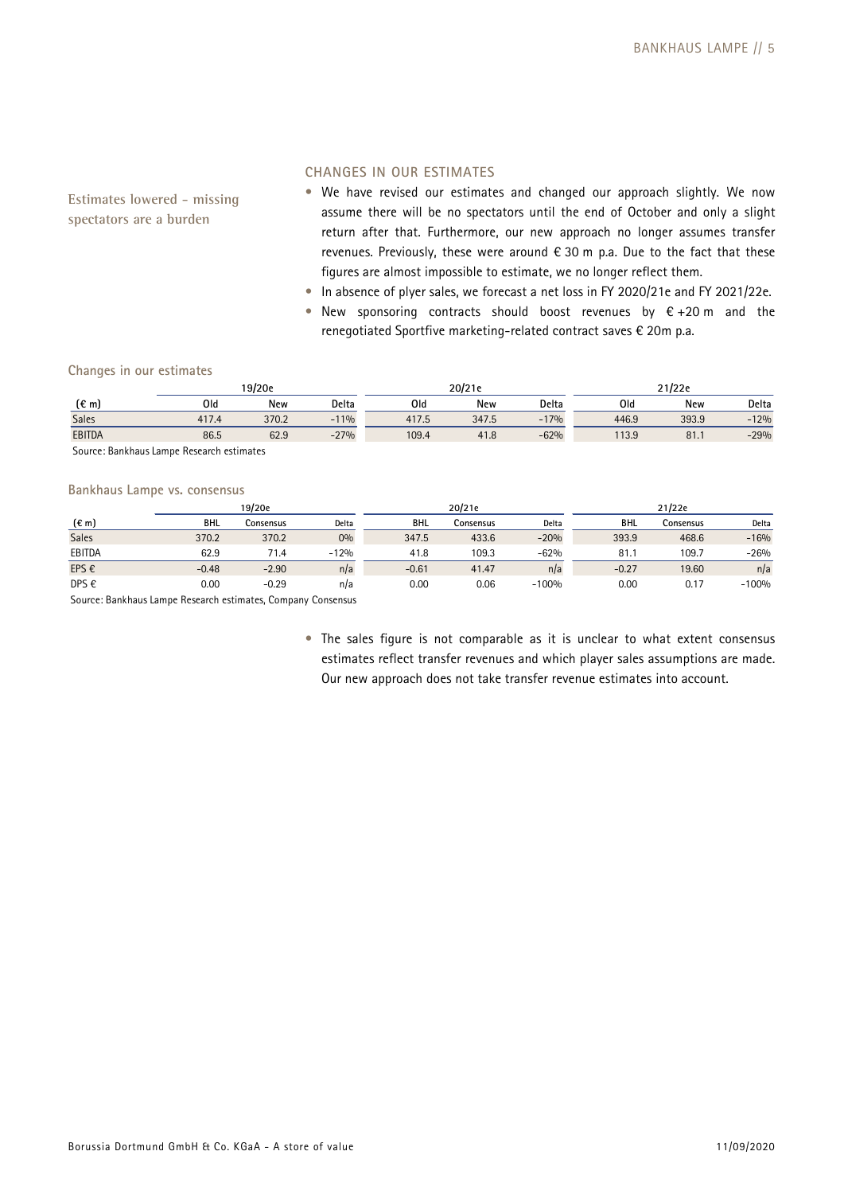## CHANGES IN OUR ESTIMATES

**Estimates lowered - missing spectators are a burden**

- We have revised our estimates and changed our approach slightly. We now assume there will be no spectators until the end of October and only a slight return after that. Furthermore, our new approach no longer assumes transfer revenues. Previously, these were around € 30 m p.a. Due to the fact that these figures are almost impossible to estimate, we no longer reflect them.
- In absence of plyer sales, we forecast a net loss in FY 2020/21e and FY 2021/22e.
- New sponsoring contracts should boost revenues by € +20 m and the renegotiated Sportfive marketing-related contract saves € 20m p.a.

### Changes in our estimates

| | 19/20e | | | 20/21e | | | 21/22e | | |
|---|---|---|---|---|---|---|---|---|---|
| (€ m) | Old | New | Delta | Old | New | Delta | Old | New | Delta |
| Sales | 417.4 | 370.2 | -11% | 417.5 | 347.5 | -17% | 446.9 | 393.9 | -12% |
| EBITDA | 86.5 | 62.9 | -27% | 109.4 | 41.8 | -62% | 113.9 | 81.1 | -29% |

Source: Bankhaus Lampe Research estimates

### Bankhaus Lampe vs. consensus

| | 19/20e | | | 20/21e | | | 21/22e | | |
|---|---|---|---|---|---|---|---|---|---|
| (€ m) | BHL | Consensus | Delta | BHL | Consensus | Delta | BHL | Consensus | Delta |
| Sales | 370.2 | 370.2 | 0% | 347.5 | 433.6 | -20% | 393.9 | 468.6 | -16% |
| EBITDA | 62.9 | 71.4 | -12% | 41.8 | 109.3 | -62% | 81.1 | 109.7 | -26% |
| EPS € | -0.48 | -2.90 | n/a | -0.61 | 41.47 | n/a | -0.27 | 19.60 | n/a |
| DPS € | 0.00 | -0.29 | n/a | 0.00 | 0.06 | -100% | 0.00 | 0.17 | -100% |

Source: Bankhaus Lampe Research estimates, Company Consensus

- The sales figure is not comparable as it is unclear to what extent consensus estimates reflect transfer revenues and which player sales assumptions are made. Our new approach does not take transfer revenue estimates into account.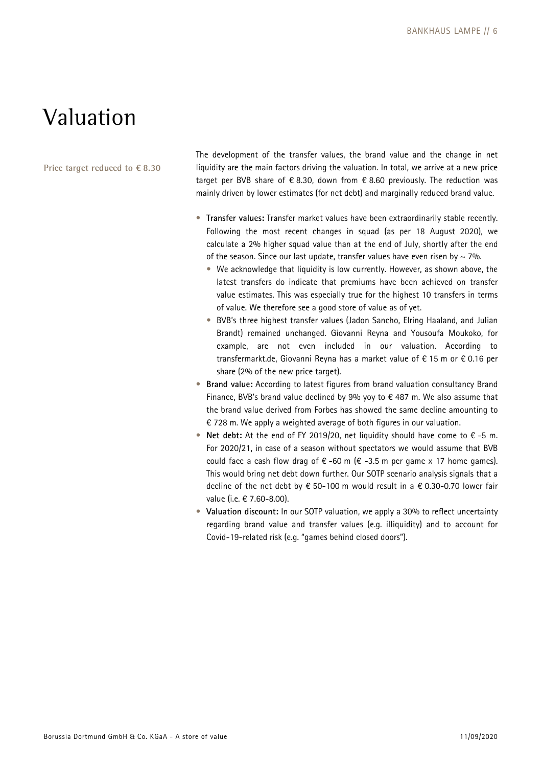# Valuation

**Price target reduced to € 8.30**

The development of the transfer values, the brand value and the change in net liquidity are the main factors driving the valuation. In total, we arrive at a new price target per BVB share of € 8.30, down from € 8.60 previously. The reduction was mainly driven by lower estimates (for net debt) and marginally reduced brand value.

- **Transfer values:** Transfer market values have been extraordinarily stable recently. Following the most recent changes in squad (as per 18 August 2020), we calculate a 2% higher squad value than at the end of July, shortly after the end of the season. Since our last update, transfer values have even risen by ~ 7%.
  - We acknowledge that liquidity is low currently. However, as shown above, the latest transfers do indicate that premiums have been achieved on transfer value estimates. This was especially true for the highest 10 transfers in terms of value. We therefore see a good store of value as of yet.
  - BVB's three highest transfer values (Jadon Sancho, Elring Haaland, and Julian Brandt) remained unchanged. Giovanni Reyna and Yousoufa Moukoko, for example, are not even included in our valuation. According to transfermarkt.de, Giovanni Reyna has a market value of € 15 m or € 0.16 per share (2% of the new price target).
- **Brand value:** According to latest figures from brand valuation consultancy Brand Finance, BVB's brand value declined by 9% yoy to € 487 m. We also assume that the brand value derived from Forbes has showed the same decline amounting to € 728 m. We apply a weighted average of both figures in our valuation.
- **Net debt:** At the end of FY 2019/20, net liquidity should have come to € -5 m. For 2020/21, in case of a season without spectators we would assume that BVB could face a cash flow drag of € -60 m (€ -3.5 m per game x 17 home games). This would bring net debt down further. Our SOTP scenario analysis signals that a decline of the net debt by € 50-100 m would result in a € 0.30-0.70 lower fair value (i.e. € 7.60-8.00).
- **Valuation discount:** In our SOTP valuation, we apply a 30% to reflect uncertainty regarding brand value and transfer values (e.g. illiquidity) and to account for Covid-19-related risk (e.g. "games behind closed doors").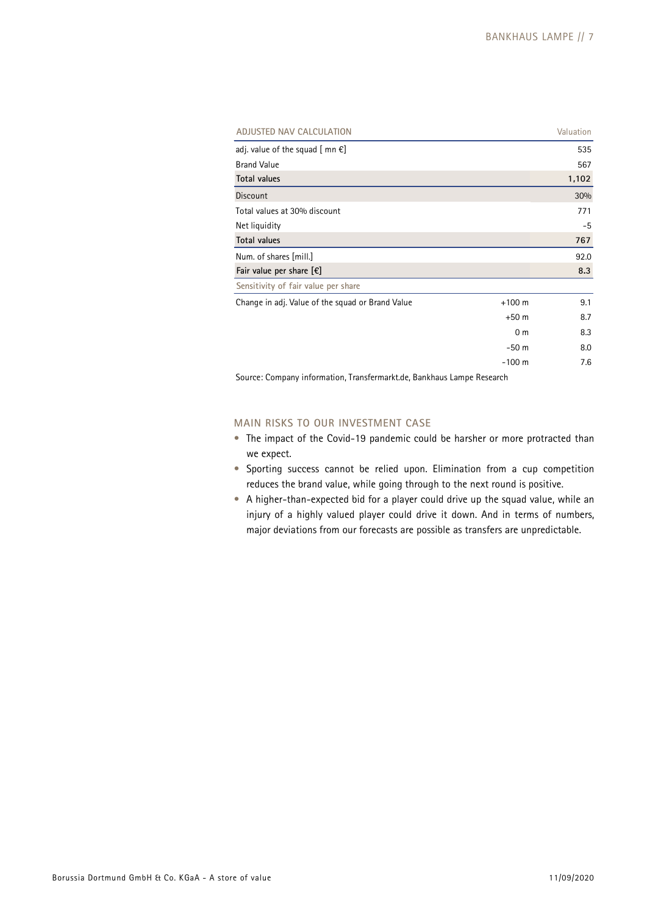| ADJUSTED NAV CALCULATION | | Valuation |
|---|---|---|
| adj. value of the squad [ mn €] | | 535 |
| Brand Value | | 567 |
| **Total values** | | **1,102** |
| Discount | | 30% |
| Total values at 30% discount | | 771 |
| Net liquidity | | -5 |
| **Total values** | | **767** |
| Num. of shares [mill.] | | 92.0 |
| **Fair value per share [€]** | | **8.3** |
| Sensitivity of fair value per share | | |
| Change in adj. Value of the squad or Brand Value | +100 m | 9.1 |
| | +50 m | 8.7 |
| | 0 m | 8.3 |
| | -50 m | 8.0 |
| | -100 m | 7.6 |

Source: Company information, Transfermarkt.de, Bankhaus Lampe Research

## MAIN RISKS TO OUR INVESTMENT CASE

- The impact of the Covid-19 pandemic could be harsher or more protracted than we expect.
- Sporting success cannot be relied upon. Elimination from a cup competition reduces the brand value, while going through to the next round is positive.
- A higher-than-expected bid for a player could drive up the squad value, while an injury of a highly valued player could drive it down. And in terms of numbers, major deviations from our forecasts are possible as transfers are unpredictable.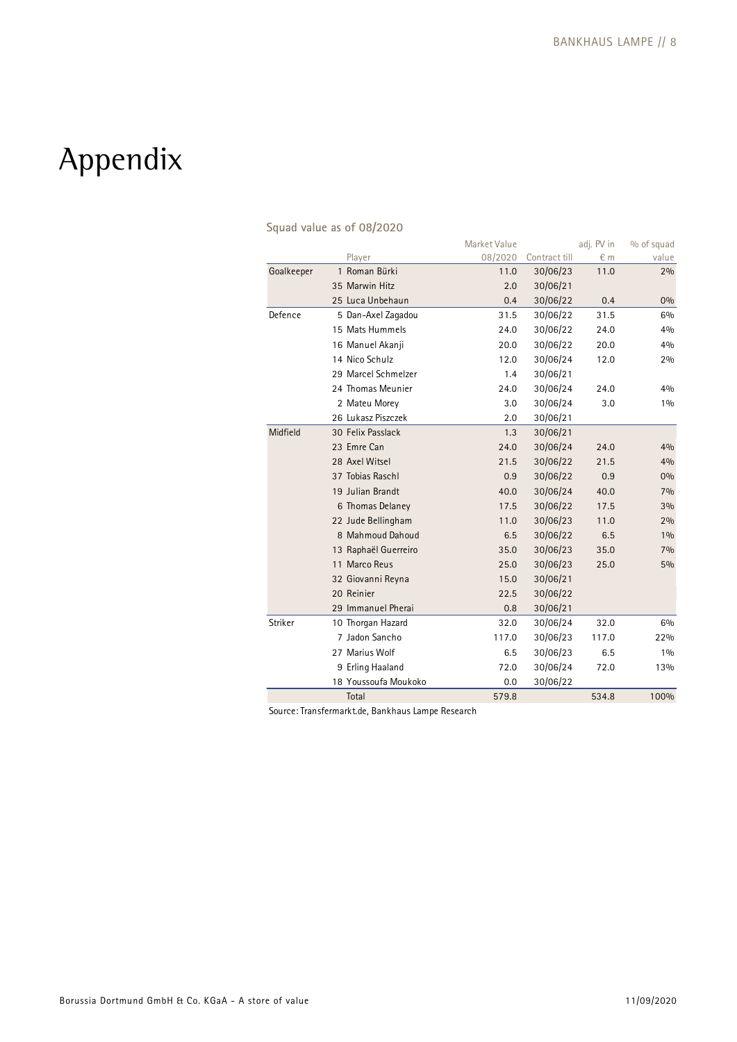# Appendix

**Squad value as of 08/2020**

| | | Player | Market Value 08/2020 | Contract till | adj. PV in € m | % of squad value |
|---|---|---|---|---|---|---|
| Goalkeeper | 1 | Roman Bürki | 11.0 | 30/06/23 | 11.0 | 2% |
| | 35 | Marwin Hitz | 2.0 | 30/06/21 | | |
| | 25 | Luca Unbehaun | 0.4 | 30/06/22 | 0.4 | 0% |
| Defence | 5 | Dan-Axel Zagadou | 31.5 | 30/06/22 | 31.5 | 6% |
| | 15 | Mats Hummels | 24.0 | 30/06/22 | 24.0 | 4% |
| | 16 | Manuel Akanji | 20.0 | 30/06/22 | 20.0 | 4% |
| | 14 | Nico Schulz | 12.0 | 30/06/24 | 12.0 | 2% |
| | 29 | Marcel Schmelzer | 1.4 | 30/06/21 | | |
| | 24 | Thomas Meunier | 24.0 | 30/06/24 | 24.0 | 4% |
| | 2 | Mateu Morey | 3.0 | 30/06/24 | 3.0 | 1% |
| | 26 | Lukasz Piszczek | 2.0 | 30/06/21 | | |
| Midfield | 30 | Felix Passlack | 1.3 | 30/06/21 | | |
| | 23 | Emre Can | 24.0 | 30/06/24 | 24.0 | 4% |
| | 28 | Axel Witsel | 21.5 | 30/06/22 | 21.5 | 4% |
| | 37 | Tobias Raschl | 0.9 | 30/06/22 | 0.9 | 0% |
| | 19 | Julian Brandt | 40.0 | 30/06/24 | 40.0 | 7% |
| | 6 | Thomas Delaney | 17.5 | 30/06/22 | 17.5 | 3% |
| | 22 | Jude Bellingham | 11.0 | 30/06/23 | 11.0 | 2% |
| | 8 | Mahmoud Dahoud | 6.5 | 30/06/22 | 6.5 | 1% |
| | 13 | Raphaël Guerreiro | 35.0 | 30/06/23 | 35.0 | 7% |
| | 11 | Marco Reus | 25.0 | 30/06/23 | 25.0 | 5% |
| | 32 | Giovanni Reyna | 15.0 | 30/06/21 | | |
| | 20 | Reinier | 22.5 | 30/06/22 | | |
| | 29 | Immanuel Pherai | 0.8 | 30/06/21 | | |
| Striker | 10 | Thorgan Hazard | 32.0 | 30/06/24 | 32.0 | 6% |
| | 7 | Jadon Sancho | 117.0 | 30/06/23 | 117.0 | 22% |
| | 27 | Marius Wolf | 6.5 | 30/06/23 | 6.5 | 1% |
| | 9 | Erling Haaland | 72.0 | 30/06/24 | 72.0 | 13% |
| | 18 | Youssoufa Moukoko | 0.0 | 30/06/22 | | |
| | | Total | 579.8 | | 534.8 | 100% |

Source: Transfermarkt.de, Bankhaus Lampe Research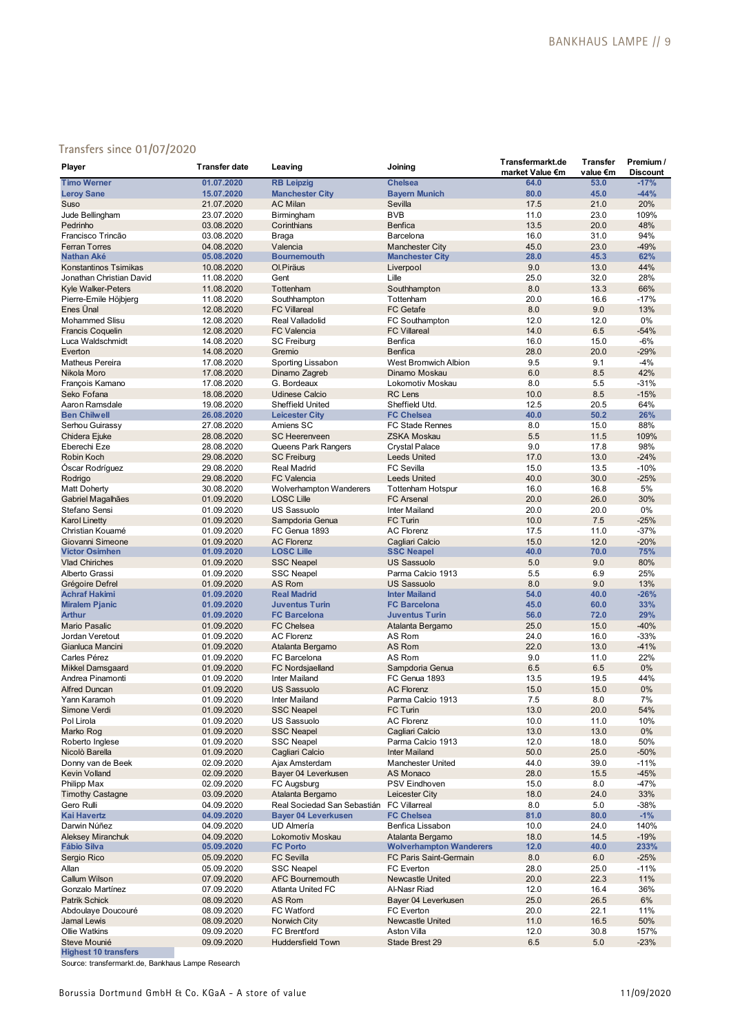## Transfers since 01/07/2020

| Player | Transfer date | Leaving | Joining | Transfermarkt.de market Value €m | Transfer value €m | Premium / Discount |
|---|---|---|---|---|---|---|
| **Timo Werner** | **01.07.2020** | **RB Leipzig** | **Chelsea** | **64.0** | **53.0** | **-17%** |
| **Leroy Sane** | **15.07.2020** | **Manchester City** | **Bayern Munich** | **80.0** | **45.0** | **-44%** |
| Suso | 21.07.2020 | AC Milan | Sevilla | 17.5 | 21.0 | 20% |
| Jude Bellingham | 23.07.2020 | Birmingham | BVB | 11.0 | 23.0 | 109% |
| Pedrinho | 03.08.2020 | Corinthians | Benfica | 13.5 | 20.0 | 48% |
| Francisco Trincão | 03.08.2020 | Braga | Barcelona | 16.0 | 31.0 | 94% |
| Ferran Torres | 04.08.2020 | Valencia | Manchester City | 45.0 | 23.0 | -49% |
| **Nathan Aké** | **05.08.2020** | **Bournemouth** | **Manchester City** | **28.0** | **45.3** | **62%** |
| Konstantinos Tsimikas | 10.08.2020 | Ol.Piräus | Liverpool | 9.0 | 13.0 | 44% |
| Jonathan Christian David | 11.08.2020 | Gent | Lille | 25.0 | 32.0 | 28% |
| Kyle Walker-Peters | 11.08.2020 | Tottenham | Southhampton | 8.0 | 13.3 | 66% |
| Pierre-Emile Höjbjerg | 11.08.2020 | Southhampton | Tottenham | 20.0 | 16.6 | -17% |
| Enes Ünal | 12.08.2020 | FC Villareal | FC Getafe | 8.0 | 9.0 | 13% |
| Mohammed Slisu | 12.08.2020 | Real Valladolid | FC Southampton | 12.0 | 12.0 | 0% |
| Francis Coquelin | 12.08.2020 | FC Valencia | FC Villareal | 14.0 | 6.5 | -54% |
| Luca Waldschmidt | 14.08.2020 | SC Freiburg | Benfica | 16.0 | 15.0 | -6% |
| Everton | 14.08.2020 | Gremio | Benfica | 28.0 | 20.0 | -29% |
| Matheus Pereira | 17.08.2020 | Sporting Lissabon | West Bromwich Albion | 9.5 | 9.1 | -4% |
| Nikola Moro | 17.08.2020 | Dinamo Zagreb | Dinamo Moskau | 6.0 | 8.5 | 42% |
| François Kamano | 17.08.2020 | G. Bordeaux | Lokomotiv Moskau | 8.0 | 5.5 | -31% |
| Seko Fofana | 18.08.2020 | Udinese Calcio | RC Lens | 10.0 | 8.5 | -15% |
| Aaron Ramsdale | 19.08.2020 | Sheffield United | Sheffield Utd. | 12.5 | 20.5 | 64% |
| **Ben Chilwell** | **26.08.2020** | **Leicester City** | **FC Chelsea** | **40.0** | **50.2** | **26%** |
| Serhou Guirassy | 27.08.2020 | Amiens SC | FC Stade Rennes | 8.0 | 15.0 | 88% |
| Chidera Ejuke | 28.08.2020 | SC Heerenveen | ZSKA Moskau | 5.5 | 11.5 | 109% |
| Eberechi Eze | 28.08.2020 | Queens Park Rangers | Crystal Palace | 9.0 | 17.8 | 98% |
| Robin Koch | 29.08.2020 | SC Freiburg | Leeds United | 17.0 | 13.0 | -24% |
| Óscar Rodríguez | 29.08.2020 | Real Madrid | FC Sevilla | 15.0 | 13.5 | -10% |
| Rodrigo | 29.08.2020 | FC Valencia | Leeds United | 40.0 | 30.0 | -25% |
| Matt Doherty | 30.08.2020 | Wolverhampton Wanderers | Tottenham Hotspur | 16.0 | 16.8 | 5% |
| Gabriel Magalhães | 01.09.2020 | LOSC Lille | FC Arsenal | 20.0 | 26.0 | 30% |
| Stefano Sensi | 01.09.2020 | US Sassuolo | Inter Mailand | 20.0 | 20.0 | 0% |
| Karol Linetty | 01.09.2020 | Sampdoria Genua | FC Turin | 10.0 | 7.5 | -25% |
| Christian Kouamé | 01.09.2020 | FC Genua 1893 | AC Florenz | 17.5 | 11.0 | -37% |
| Giovanni Simeone | 01.09.2020 | AC Florenz | Cagliari Calcio | 15.0 | 12.0 | -20% |
| **Victor Osimhen** | **01.09.2020** | **LOSC Lille** | **SSC Neapel** | **40.0** | **70.0** | **75%** |
| Vlad Chiriches | 01.09.2020 | SSC Neapel | US Sassuolo | 5.0 | 9.0 | 80% |
| Alberto Grassi | 01.09.2020 | SSC Neapel | Parma Calcio 1913 | 5.5 | 6.9 | 25% |
| Grégoire Defrel | 01.09.2020 | AS Rom | US Sassuolo | 8.0 | 9.0 | 13% |
| **Achraf Hakimi** | **01.09.2020** | **Real Madrid** | **Inter Mailand** | **54.0** | **40.0** | **-26%** |
| **Miralem Pjanic** | **01.09.2020** | **Juventus Turin** | **FC Barcelona** | **45.0** | **60.0** | **33%** |
| **Arthur** | **01.09.2020** | **FC Barcelona** | **Juventus Turin** | **56.0** | **72.0** | **29%** |
| Mario Pasalic | 01.09.2020 | FC Chelsea | Atalanta Bergamo | 25.0 | 15.0 | -40% |
| Jordan Veretout | 01.09.2020 | AC Florenz | AS Rom | 24.0 | 16.0 | -33% |
| Gianluca Mancini | 01.09.2020 | Atalanta Bergamo | AS Rom | 22.0 | 13.0 | -41% |
| Carles Pérez | 01.09.2020 | FC Barcelona | AS Rom | 9.0 | 11.0 | 22% |
| Mikkel Damsgaard | 01.09.2020 | FC Nordsjaelland | Sampdoria Genua | 6.5 | 6.5 | 0% |
| Andrea Pinamonti | 01.09.2020 | Inter Mailand | FC Genua 1893 | 13.5 | 19.5 | 44% |
| Alfred Duncan | 01.09.2020 | US Sassuolo | AC Florenz | 15.0 | 15.0 | 0% |
| Yann Karamoh | 01.09.2020 | Inter Mailand | Parma Calcio 1913 | 7.5 | 8.0 | 7% |
| Simone Verdi | 01.09.2020 | SSC Neapel | FC Turin | 13.0 | 20.0 | 54% |
| Pol Lirola | 01.09.2020 | US Sassuolo | AC Florenz | 10.0 | 11.0 | 10% |
| Marko Rog | 01.09.2020 | SSC Neapel | Cagliari Calcio | 13.0 | 13.0 | 0% |
| Roberto Inglese | 01.09.2020 | SSC Neapel | Parma Calcio 1913 | 12.0 | 18.0 | 50% |
| Nicolò Barella | 01.09.2020 | Cagliari Calcio | Inter Mailand | 50.0 | 25.0 | -50% |
| Donny van de Beek | 02.09.2020 | Ajax Amsterdam | Manchester United | 44.0 | 39.0 | -11% |
| Kevin Volland | 02.09.2020 | Bayer 04 Leverkusen | AS Monaco | 28.0 | 15.5 | -45% |
| Philipp Max | 02.09.2020 | FC Augsburg | PSV Eindhoven | 15.0 | 8.0 | -47% |
| Timothy Castagne | 03.09.2020 | Atalanta Bergamo | Leicester City | 18.0 | 24.0 | 33% |
| Gero Rulli | 04.09.2020 | Real Sociedad San Sebastián | FC Villarreal | 8.0 | 5.0 | -38% |
| **Kai Havertz** | **04.09.2020** | **Bayer 04 Leverkusen** | **FC Chelsea** | **81.0** | **80.0** | **-1%** |
| Darwin Núñez | 04.09.2020 | UD Almería | Benfica Lissabon | 10.0 | 24.0 | 140% |
| Aleksey Miranchuk | 04.09.2020 | Lokomotiv Moskau | Atalanta Bergamo | 18.0 | 14.5 | -19% |
| **Fábio Silva** | **05.09.2020** | **FC Porto** | **Wolverhampton Wanderers** | **12.0** | **40.0** | **233%** |
| Sergio Rico | 05.09.2020 | FC Sevilla | FC Paris Saint-Germain | 8.0 | 6.0 | -25% |
| Allan | 05.09.2020 | SSC Neapel | FC Everton | 28.0 | 25.0 | -11% |
| Callum Wilson | 07.09.2020 | AFC Bournemouth | Newcastle United | 20.0 | 22.3 | 11% |
| Gonzalo Martínez | 07.09.2020 | Atlanta United FC | Al-Nasr Riad | 12.0 | 16.4 | 36% |
| Patrik Schick | 08.09.2020 | AS Rom | Bayer 04 Leverkusen | 25.0 | 26.5 | 6% |
| Abdoulaye Doucouré | 08.09.2020 | FC Watford | FC Everton | 20.0 | 22.1 | 11% |
| Jamal Lewis | 08.09.2020 | Norwich City | Newcastle United | 11.0 | 16.5 | 50% |
| Ollie Watkins | 09.09.2020 | FC Brentford | Aston Villa | 12.0 | 30.8 | 157% |
| Steve Mounié | 09.09.2020 | Huddersfield Town | Stade Brest 29 | 6.5 | 5.0 | -23% |

**Highest 10 transfers**

Source: transfermarkt.de, Bankhaus Lampe Research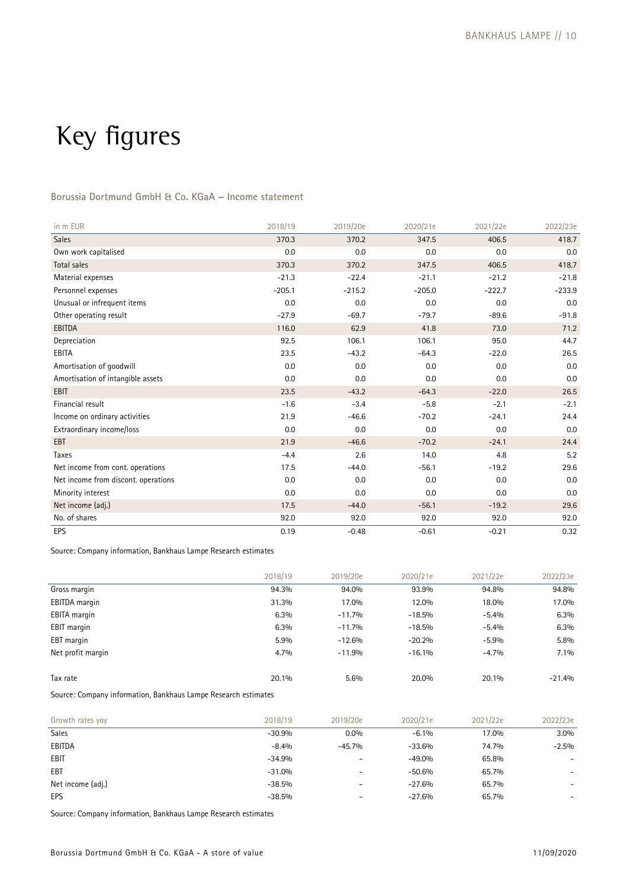# Key figures

**Borussia Dortmund GmbH & Co. KGaA – Income statement**

| in m EUR | 2018/19 | 2019/20e | 2020/21e | 2021/22e | 2022/23e |
|---|---|---|---|---|---|
| Sales | 370.3 | 370.2 | 347.5 | 406.5 | 418.7 |
| Own work capitalised | 0.0 | 0.0 | 0.0 | 0.0 | 0.0 |
| Total sales | 370.3 | 370.2 | 347.5 | 406.5 | 418.7 |
| Material expenses | -21.3 | -22.4 | -21.1 | -21.2 | -21.8 |
| Personnel expenses | -205.1 | -215.2 | -205.0 | -222.7 | -233.9 |
| Unusual or infrequent items | 0.0 | 0.0 | 0.0 | 0.0 | 0.0 |
| Other operating result | -27.9 | -69.7 | -79.7 | -89.6 | -91.8 |
| EBITDA | 116.0 | 62.9 | 41.8 | 73.0 | 71.2 |
| Depreciation | 92.5 | 106.1 | 106.1 | 95.0 | 44.7 |
| EBITA | 23.5 | -43.2 | -64.3 | -22.0 | 26.5 |
| Amortisation of goodwill | 0.0 | 0.0 | 0.0 | 0.0 | 0.0 |
| Amortisation of intangible assets | 0.0 | 0.0 | 0.0 | 0.0 | 0.0 |
| EBIT | 23.5 | -43.2 | -64.3 | -22.0 | 26.5 |
| Financial result | -1.6 | -3.4 | -5.8 | -2.1 | -2.1 |
| Income on ordinary activities | 21.9 | -46.6 | -70.2 | -24.1 | 24.4 |
| Extraordinary income/loss | 0.0 | 0.0 | 0.0 | 0.0 | 0.0 |
| EBT | 21.9 | -46.6 | -70.2 | -24.1 | 24.4 |
| Taxes | -4.4 | 2.6 | 14.0 | 4.8 | 5.2 |
| Net income from cont. operations | 17.5 | -44.0 | -56.1 | -19.2 | 29.6 |
| Net income from discont. operations | 0.0 | 0.0 | 0.0 | 0.0 | 0.0 |
| Minority interest | 0.0 | 0.0 | 0.0 | 0.0 | 0.0 |
| Net income (adj.) | 17.5 | -44.0 | -56.1 | -19.2 | 29.6 |
| No. of shares | 92.0 | 92.0 | 92.0 | 92.0 | 92.0 |
| EPS | 0.19 | -0.48 | -0.61 | -0.21 | 0.32 |

Source: Company information, Bankhaus Lampe Research estimates

| | 2018/19 | 2019/20e | 2020/21e | 2021/22e | 2022/23e |
|---|---|---|---|---|---|
| Gross margin | 94.3% | 94.0% | 93.9% | 94.8% | 94.8% |
| EBITDA margin | 31.3% | 17.0% | 12.0% | 18.0% | 17.0% |
| EBITA margin | 6.3% | -11.7% | -18.5% | -5.4% | 6.3% |
| EBIT margin | 6.3% | -11.7% | -18.5% | -5.4% | 6.3% |
| EBT margin | 5.9% | -12.6% | -20.2% | -5.9% | 5.8% |
| Net profit margin | 4.7% | -11.9% | -16.1% | -4.7% | 7.1% |
| | | | | | |
| Tax rate | 20.1% | 5.6% | 20.0% | 20.1% | -21.4% |

Source: Company information, Bankhaus Lampe Research estimates

| Growth rates yoy | 2018/19 | 2019/20e | 2020/21e | 2021/22e | 2022/23e |
|---|---|---|---|---|---|
| Sales | -30.9% | 0.0% | -6.1% | 17.0% | 3.0% |
| EBITDA | -8.4% | -45.7% | -33.6% | 74.7% | -2.5% |
| EBIT | -34.9% | - | -49.0% | 65.8% | - |
| EBT | -31.0% | - | -50.6% | 65.7% | - |
| Net income (adj.) | -38.5% | - | -27.6% | 65.7% | - |
| EPS | -38.5% | - | -27.6% | 65.7% | - |

Source: Company information, Bankhaus Lampe Research estimates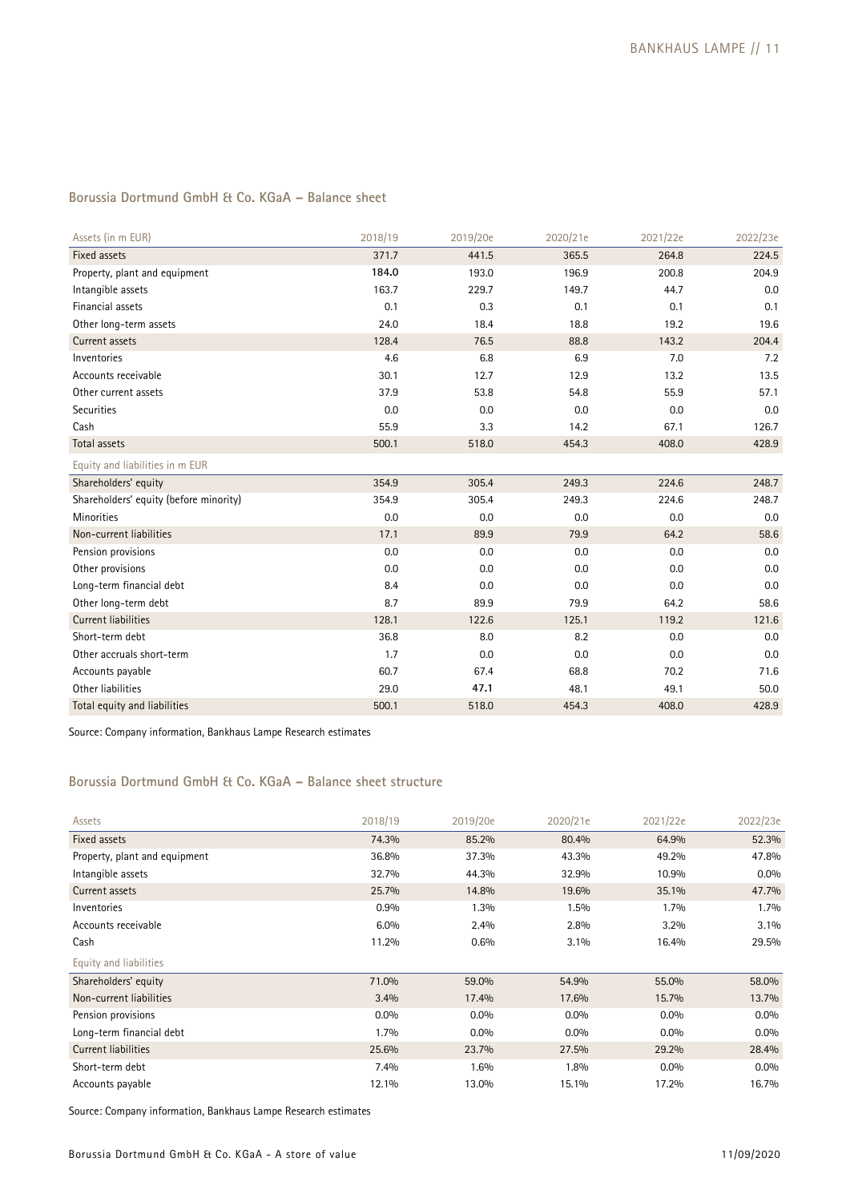## Borussia Dortmund GmbH & Co. KGaA – Balance sheet

| Assets (in m EUR) | 2018/19 | 2019/20e | 2020/21e | 2021/22e | 2022/23e |
|---|---|---|---|---|---|
| Fixed assets | 371.7 | 441.5 | 365.5 | 264.8 | 224.5 |
| Property, plant and equipment | **184.0** | 193.0 | 196.9 | 200.8 | 204.9 |
| Intangible assets | 163.7 | 229.7 | 149.7 | 44.7 | 0.0 |
| Financial assets | 0.1 | 0.3 | 0.1 | 0.1 | 0.1 |
| Other long-term assets | 24.0 | 18.4 | 18.8 | 19.2 | 19.6 |
| Current assets | 128.4 | 76.5 | 88.8 | 143.2 | 204.4 |
| Inventories | 4.6 | 6.8 | 6.9 | 7.0 | 7.2 |
| Accounts receivable | 30.1 | 12.7 | 12.9 | 13.2 | 13.5 |
| Other current assets | 37.9 | 53.8 | 54.8 | 55.9 | 57.1 |
| Securities | 0.0 | 0.0 | 0.0 | 0.0 | 0.0 |
| Cash | 55.9 | 3.3 | 14.2 | 67.1 | 126.7 |
| Total assets | 500.1 | 518.0 | 454.3 | 408.0 | 428.9 |
| **Equity and liabilities in m EUR** | | | | | |
| Shareholders' equity | 354.9 | 305.4 | 249.3 | 224.6 | 248.7 |
| Shareholders' equity (before minority) | 354.9 | 305.4 | 249.3 | 224.6 | 248.7 |
| Minorities | 0.0 | 0.0 | 0.0 | 0.0 | 0.0 |
| Non-current liabilities | 17.1 | 89.9 | 79.9 | 64.2 | 58.6 |
| Pension provisions | 0.0 | 0.0 | 0.0 | 0.0 | 0.0 |
| Other provisions | 0.0 | 0.0 | 0.0 | 0.0 | 0.0 |
| Long-term financial debt | 8.4 | 0.0 | 0.0 | 0.0 | 0.0 |
| Other long-term debt | 8.7 | 89.9 | 79.9 | 64.2 | 58.6 |
| Current liabilities | 128.1 | 122.6 | 125.1 | 119.2 | 121.6 |
| Short-term debt | 36.8 | 8.0 | 8.2 | 0.0 | 0.0 |
| Other accruals short-term | 1.7 | 0.0 | 0.0 | 0.0 | 0.0 |
| Accounts payable | 60.7 | 67.4 | 68.8 | 70.2 | 71.6 |
| Other liabilities | 29.0 | **47.1** | 48.1 | 49.1 | 50.0 |
| Total equity and liabilities | 500.1 | 518.0 | 454.3 | 408.0 | 428.9 |

Source: Company information, Bankhaus Lampe Research estimates

## Borussia Dortmund GmbH & Co. KGaA – Balance sheet structure

| Assets | 2018/19 | 2019/20e | 2020/21e | 2021/22e | 2022/23e |
|---|---|---|---|---|---|
| Fixed assets | 74.3% | 85.2% | 80.4% | 64.9% | 52.3% |
| Property, plant and equipment | 36.8% | 37.3% | 43.3% | 49.2% | 47.8% |
| Intangible assets | 32.7% | 44.3% | 32.9% | 10.9% | 0.0% |
| Current assets | 25.7% | 14.8% | 19.6% | 35.1% | 47.7% |
| Inventories | 0.9% | 1.3% | 1.5% | 1.7% | 1.7% |
| Accounts receivable | 6.0% | 2.4% | 2.8% | 3.2% | 3.1% |
| Cash | 11.2% | 0.6% | 3.1% | 16.4% | 29.5% |
| **Equity and liabilities** | | | | | |
| Shareholders' equity | 71.0% | 59.0% | 54.9% | 55.0% | 58.0% |
| Non-current liabilities | 3.4% | 17.4% | 17.6% | 15.7% | 13.7% |
| Pension provisions | 0.0% | 0.0% | 0.0% | 0.0% | 0.0% |
| Long-term financial debt | 1.7% | 0.0% | 0.0% | 0.0% | 0.0% |
| Current liabilities | 25.6% | 23.7% | 27.5% | 29.2% | 28.4% |
| Short-term debt | 7.4% | 1.6% | 1.8% | 0.0% | 0.0% |
| Accounts payable | 12.1% | 13.0% | 15.1% | 17.2% | 16.7% |

Source: Company information, Bankhaus Lampe Research estimates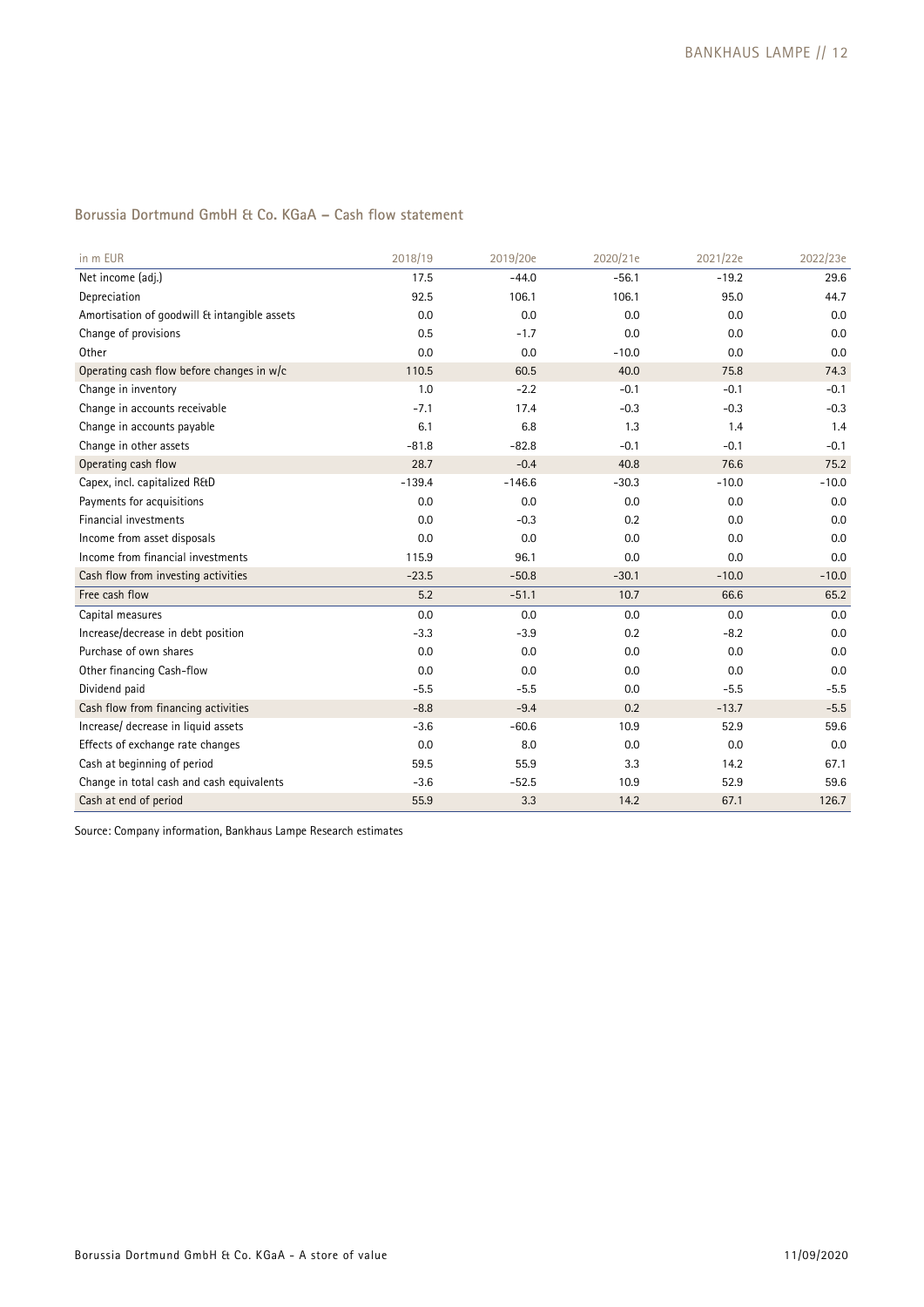## Borussia Dortmund GmbH & Co. KGaA – Cash flow statement

| in m EUR | 2018/19 | 2019/20e | 2020/21e | 2021/22e | 2022/23e |
|---|---|---|---|---|---|
| Net income (adj.) | 17.5 | -44.0 | -56.1 | -19.2 | 29.6 |
| Depreciation | 92.5 | 106.1 | 106.1 | 95.0 | 44.7 |
| Amortisation of goodwill & intangible assets | 0.0 | 0.0 | 0.0 | 0.0 | 0.0 |
| Change of provisions | 0.5 | -1.7 | 0.0 | 0.0 | 0.0 |
| Other | 0.0 | 0.0 | -10.0 | 0.0 | 0.0 |
| Operating cash flow before changes in w/c | 110.5 | 60.5 | 40.0 | 75.8 | 74.3 |
| Change in inventory | 1.0 | -2.2 | -0.1 | -0.1 | -0.1 |
| Change in accounts receivable | -7.1 | 17.4 | -0.3 | -0.3 | -0.3 |
| Change in accounts payable | 6.1 | 6.8 | 1.3 | 1.4 | 1.4 |
| Change in other assets | -81.8 | -82.8 | -0.1 | -0.1 | -0.1 |
| Operating cash flow | 28.7 | -0.4 | 40.8 | 76.6 | 75.2 |
| Capex, incl. capitalized R&D | -139.4 | -146.6 | -30.3 | -10.0 | -10.0 |
| Payments for acquisitions | 0.0 | 0.0 | 0.0 | 0.0 | 0.0 |
| Financial investments | 0.0 | -0.3 | 0.2 | 0.0 | 0.0 |
| Income from asset disposals | 0.0 | 0.0 | 0.0 | 0.0 | 0.0 |
| Income from financial investments | 115.9 | 96.1 | 0.0 | 0.0 | 0.0 |
| Cash flow from investing activities | -23.5 | -50.8 | -30.1 | -10.0 | -10.0 |
| Free cash flow | 5.2 | -51.1 | 10.7 | 66.6 | 65.2 |
| Capital measures | 0.0 | 0.0 | 0.0 | 0.0 | 0.0 |
| Increase/decrease in debt position | -3.3 | -3.9 | 0.2 | -8.2 | 0.0 |
| Purchase of own shares | 0.0 | 0.0 | 0.0 | 0.0 | 0.0 |
| Other financing Cash-flow | 0.0 | 0.0 | 0.0 | 0.0 | 0.0 |
| Dividend paid | -5.5 | -5.5 | 0.0 | -5.5 | -5.5 |
| Cash flow from financing activities | -8.8 | -9.4 | 0.2 | -13.7 | -5.5 |
| Increase/ decrease in liquid assets | -3.6 | -60.6 | 10.9 | 52.9 | 59.6 |
| Effects of exchange rate changes | 0.0 | 8.0 | 0.0 | 0.0 | 0.0 |
| Cash at beginning of period | 59.5 | 55.9 | 3.3 | 14.2 | 67.1 |
| Change in total cash and cash equivalents | -3.6 | -52.5 | 10.9 | 52.9 | 59.6 |
| Cash at end of period | 55.9 | 3.3 | 14.2 | 67.1 | 126.7 |

Source: Company information, Bankhaus Lampe Research estimates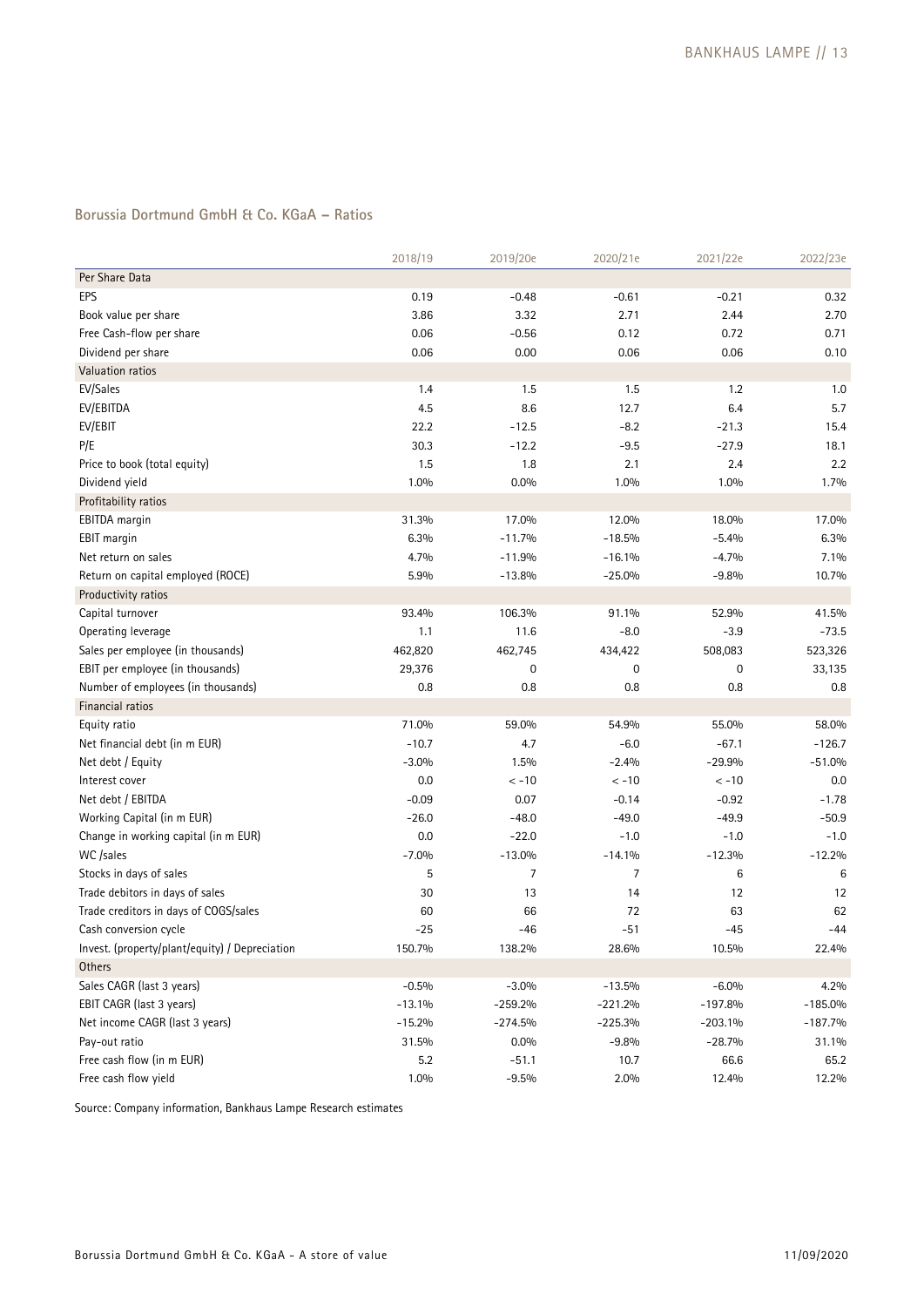## Borussia Dortmund GmbH & Co. KGaA – Ratios

| | 2018/19 | 2019/20e | 2020/21e | 2021/22e | 2022/23e |
|---|---|---|---|---|---|
| **Per Share Data** | | | | | |
| EPS | 0.19 | -0.48 | -0.61 | -0.21 | 0.32 |
| Book value per share | 3.86 | 3.32 | 2.71 | 2.44 | 2.70 |
| Free Cash-flow per share | 0.06 | -0.56 | 0.12 | 0.72 | 0.71 |
| Dividend per share | 0.06 | 0.00 | 0.06 | 0.06 | 0.10 |
| **Valuation ratios** | | | | | |
| EV/Sales | 1.4 | 1.5 | 1.5 | 1.2 | 1.0 |
| EV/EBITDA | 4.5 | 8.6 | 12.7 | 6.4 | 5.7 |
| EV/EBIT | 22.2 | -12.5 | -8.2 | -21.3 | 15.4 |
| P/E | 30.3 | -12.2 | -9.5 | -27.9 | 18.1 |
| Price to book (total equity) | 1.5 | 1.8 | 2.1 | 2.4 | 2.2 |
| Dividend yield | 1.0% | 0.0% | 1.0% | 1.0% | 1.7% |
| **Profitability ratios** | | | | | |
| EBITDA margin | 31.3% | 17.0% | 12.0% | 18.0% | 17.0% |
| EBIT margin | 6.3% | -11.7% | -18.5% | -5.4% | 6.3% |
| Net return on sales | 4.7% | -11.9% | -16.1% | -4.7% | 7.1% |
| Return on capital employed (ROCE) | 5.9% | -13.8% | -25.0% | -9.8% | 10.7% |
| **Productivity ratios** | | | | | |
| Capital turnover | 93.4% | 106.3% | 91.1% | 52.9% | 41.5% |
| Operating leverage | 1.1 | 11.6 | -8.0 | -3.9 | -73.5 |
| Sales per employee (in thousands) | 462,820 | 462,745 | 434,422 | 508,083 | 523,326 |
| EBIT per employee (in thousands) | 29,376 | 0 | 0 | 0 | 33,135 |
| Number of employees (in thousands) | 0.8 | 0.8 | 0.8 | 0.8 | 0.8 |
| **Financial ratios** | | | | | |
| Equity ratio | 71.0% | 59.0% | 54.9% | 55.0% | 58.0% |
| Net financial debt (in m EUR) | -10.7 | 4.7 | -6.0 | -67.1 | -126.7 |
| Net debt / Equity | -3.0% | 1.5% | -2.4% | -29.9% | -51.0% |
| Interest cover | 0.0 | < -10 | < -10 | < -10 | 0.0 |
| Net debt / EBITDA | -0.09 | 0.07 | -0.14 | -0.92 | -1.78 |
| Working Capital (in m EUR) | -26.0 | -48.0 | -49.0 | -49.9 | -50.9 |
| Change in working capital (in m EUR) | 0.0 | -22.0 | -1.0 | -1.0 | -1.0 |
| WC /sales | -7.0% | -13.0% | -14.1% | -12.3% | -12.2% |
| Stocks in days of sales | 5 | 7 | 7 | 6 | 6 |
| Trade debitors in days of sales | 30 | 13 | 14 | 12 | 12 |
| Trade creditors in days of COGS/sales | 60 | 66 | 72 | 63 | 62 |
| Cash conversion cycle | -25 | -46 | -51 | -45 | -44 |
| Invest. (property/plant/equity) / Depreciation | 150.7% | 138.2% | 28.6% | 10.5% | 22.4% |
| **Others** | | | | | |
| Sales CAGR (last 3 years) | -0.5% | -3.0% | -13.5% | -6.0% | 4.2% |
| EBIT CAGR (last 3 years) | -13.1% | -259.2% | -221.2% | -197.8% | -185.0% |
| Net income CAGR (last 3 years) | -15.2% | -274.5% | -225.3% | -203.1% | -187.7% |
| Pay-out ratio | 31.5% | 0.0% | -9.8% | -28.7% | 31.1% |
| Free cash flow (in m EUR) | 5.2 | -51.1 | 10.7 | 66.6 | 65.2 |
| Free cash flow yield | 1.0% | -9.5% | 2.0% | 12.4% | 12.2% |

Source: Company information, Bankhaus Lampe Research estimates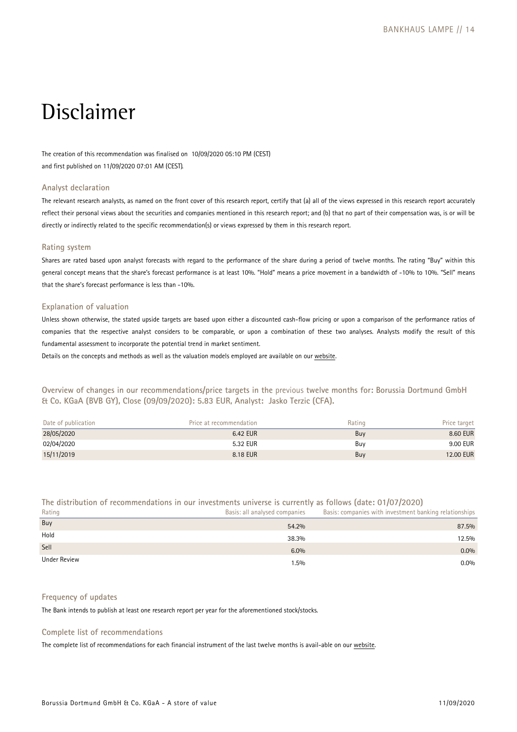# Disclaimer

The creation of this recommendation was finalised on 10/09/2020 05:10 PM (CEST) and first published on 11/09/2020 07:01 AM (CEST).

### Analyst declaration

The relevant research analysts, as named on the front cover of this research report, certify that (a) all of the views expressed in this research report accurately reflect their personal views about the securities and companies mentioned in this research report; and (b) that no part of their compensation was, is or will be directly or indirectly related to the specific recommendation(s) or views expressed by them in this research report.

### Rating system

Shares are rated based upon analyst forecasts with regard to the performance of the share during a period of twelve months. The rating "Buy" within this general concept means that the share's forecast performance is at least 10%. "Hold" means a price movement in a bandwidth of -10% to 10%. "Sell" means that the share's forecast performance is less than -10%.

### Explanation of valuation

Unless shown otherwise, the stated upside targets are based upon either a discounted cash-flow pricing or upon a comparison of the performance ratios of companies that the respective analyst considers to be comparable, or upon a combination of these two analyses. Analysts modify the result of this fundamental assessment to incorporate the potential trend in market sentiment.

Details on the concepts and methods as well as the valuation models employed are available on our website.

### Overview of changes in our recommendations/price targets in the previous twelve months for: Borussia Dortmund GmbH & Co. KGaA (BVB GY), Close (09/09/2020): 5.83 EUR, Analyst: Jasko Terzic (CFA).

| Date of publication | Price at recommendation | Rating | Price target |
| --- | --- | --- | --- |
| 28/05/2020 | 6.42 EUR | Buy | 8.60 EUR |
| 02/04/2020 | 5.32 EUR | Buy | 9.00 EUR |
| 15/11/2019 | 8.18 EUR | Buy | 12.00 EUR |

### The distribution of recommendations in our investments universe is currently as follows (date: 01/07/2020)

| Rating | Basis: all analysed companies | Basis: companies with investment banking relationships |
| --- | --- | --- |
| Buy | 54.2% | 87.5% |
| Hold | 38.3% | 12.5% |
| Sell | 6.0% | 0.0% |
| Under Review | 1.5% | 0.0% |

### Frequency of updates

The Bank intends to publish at least one research report per year for the aforementioned stock/stocks.

### Complete list of recommendations

The complete list of recommendations for each financial instrument of the last twelve months is avail-able on our website.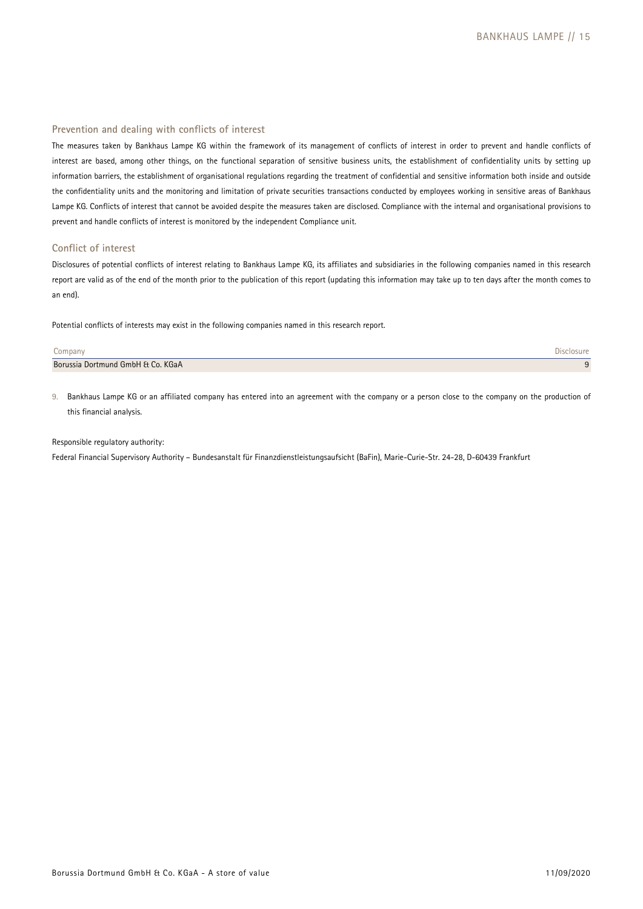## Prevention and dealing with conflicts of interest

The measures taken by Bankhaus Lampe KG within the framework of its management of conflicts of interest in order to prevent and handle conflicts of interest are based, among other things, on the functional separation of sensitive business units, the establishment of confidentiality units by setting up information barriers, the establishment of organisational regulations regarding the treatment of confidential and sensitive information both inside and outside the confidentiality units and the monitoring and limitation of private securities transactions conducted by employees working in sensitive areas of Bankhaus Lampe KG. Conflicts of interest that cannot be avoided despite the measures taken are disclosed. Compliance with the internal and organisational provisions to prevent and handle conflicts of interest is monitored by the independent Compliance unit.

## Conflict of interest

Disclosures of potential conflicts of interest relating to Bankhaus Lampe KG, its affiliates and subsidiaries in the following companies named in this research report are valid as of the end of the month prior to the publication of this report (updating this information may take up to ten days after the month comes to an end).

Potential conflicts of interests may exist in the following companies named in this research report.

| Company | Disclosure |
|---|---|
| Borussia Dortmund GmbH & Co. KGaA | 9 |

9. Bankhaus Lampe KG or an affiliated company has entered into an agreement with the company or a person close to the company on the production of this financial analysis.

Responsible regulatory authority:

Federal Financial Supervisory Authority – Bundesanstalt für Finanzdienstleistungsaufsicht (BaFin), Marie-Curie-Str. 24-28, D-60439 Frankfurt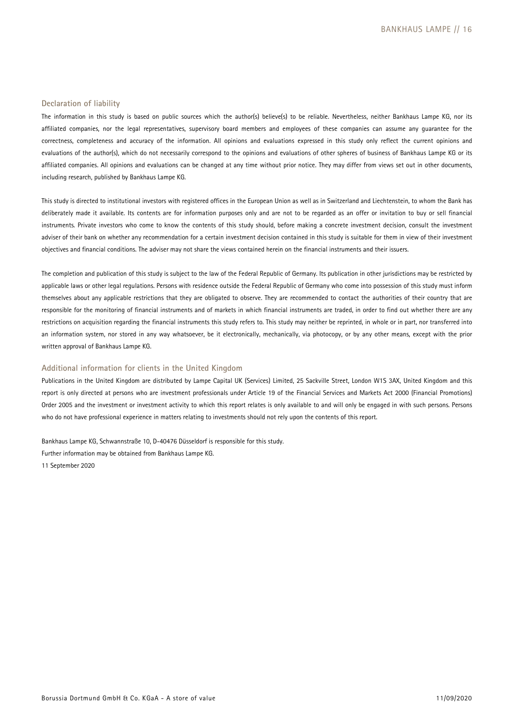## Declaration of liability

The information in this study is based on public sources which the author(s) believe(s) to be reliable. Nevertheless, neither Bankhaus Lampe KG, nor its affiliated companies, nor the legal representatives, supervisory board members and employees of these companies can assume any guarantee for the correctness, completeness and accuracy of the information. All opinions and evaluations expressed in this study only reflect the current opinions and evaluations of the author(s), which do not necessarily correspond to the opinions and evaluations of other spheres of business of Bankhaus Lampe KG or its affiliated companies. All opinions and evaluations can be changed at any time without prior notice. They may differ from views set out in other documents, including research, published by Bankhaus Lampe KG.

This study is directed to institutional investors with registered offices in the European Union as well as in Switzerland and Liechtenstein, to whom the Bank has deliberately made it available. Its contents are for information purposes only and are not to be regarded as an offer or invitation to buy or sell financial instruments. Private investors who come to know the contents of this study should, before making a concrete investment decision, consult the investment adviser of their bank on whether any recommendation for a certain investment decision contained in this study is suitable for them in view of their investment objectives and financial conditions. The adviser may not share the views contained herein on the financial instruments and their issuers.

The completion and publication of this study is subject to the law of the Federal Republic of Germany. Its publication in other jurisdictions may be restricted by applicable laws or other legal regulations. Persons with residence outside the Federal Republic of Germany who come into possession of this study must inform themselves about any applicable restrictions that they are obligated to observe. They are recommended to contact the authorities of their country that are responsible for the monitoring of financial instruments and of markets in which financial instruments are traded, in order to find out whether there are any restrictions on acquisition regarding the financial instruments this study refers to. This study may neither be reprinted, in whole or in part, nor transferred into an information system, nor stored in any way whatsoever, be it electronically, mechanically, via photocopy, or by any other means, except with the prior written approval of Bankhaus Lampe KG.

## Additional information for clients in the United Kingdom

Publications in the United Kingdom are distributed by Lampe Capital UK (Services) Limited, 25 Sackville Street, London W1S 3AX, United Kingdom and this report is only directed at persons who are investment professionals under Article 19 of the Financial Services and Markets Act 2000 (Financial Promotions) Order 2005 and the investment or investment activity to which this report relates is only available to and will only be engaged in with such persons. Persons who do not have professional experience in matters relating to investments should not rely upon the contents of this report.

Bankhaus Lampe KG, Schwannstraße 10, D-40476 Düsseldorf is responsible for this study.
Further information may be obtained from Bankhaus Lampe KG.
11 September 2020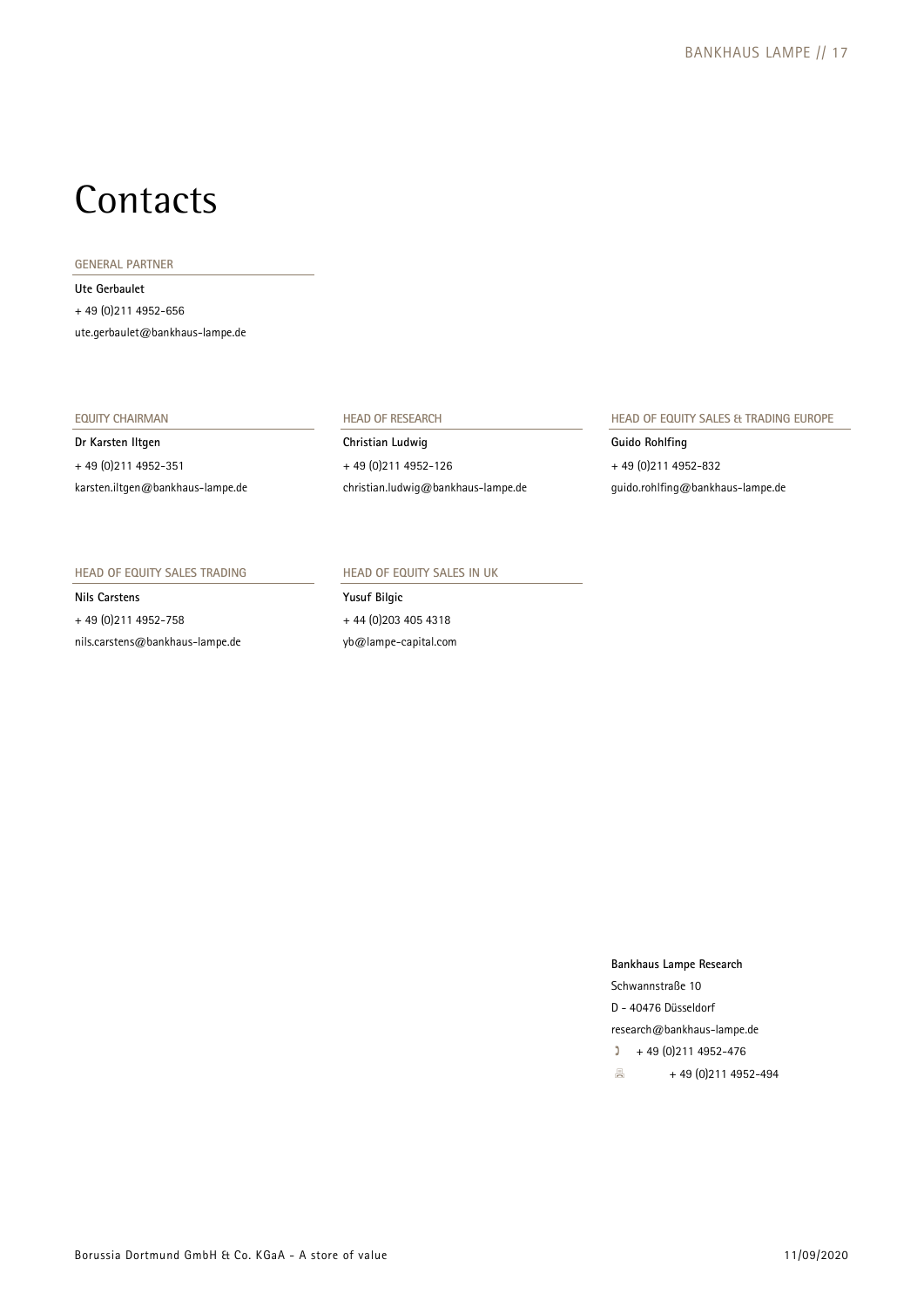# Contacts

GENERAL PARTNER

**Ute Gerbaulet**

+ 49 (0)211 4952-656

ute.gerbaulet@bankhaus-lampe.de

EQUITY CHAIRMAN

**Dr Karsten Iltgen**

+ 49 (0)211 4952-351

karsten.iltgen@bankhaus-lampe.de

HEAD OF RESEARCH

**Christian Ludwig**

+ 49 (0)211 4952-126

christian.ludwig@bankhaus-lampe.de

HEAD OF EQUITY SALES & TRADING EUROPE

**Guido Rohlfing**

+ 49 (0)211 4952-832

guido.rohlfing@bankhaus-lampe.de

HEAD OF EQUITY SALES TRADING

**Nils Carstens**

+ 49 (0)211 4952-758

nils.carstens@bankhaus-lampe.de

HEAD OF EQUITY SALES IN UK

**Yusuf Bilgic**

+ 44 (0)203 405 4318

yb@lampe-capital.com

**Bankhaus Lampe Research**

Schwannstraße 10

D - 40476 Düsseldorf

research@bankhaus-lampe.de

+ 49 (0)211 4952-476

+ 49 (0)211 4952-494